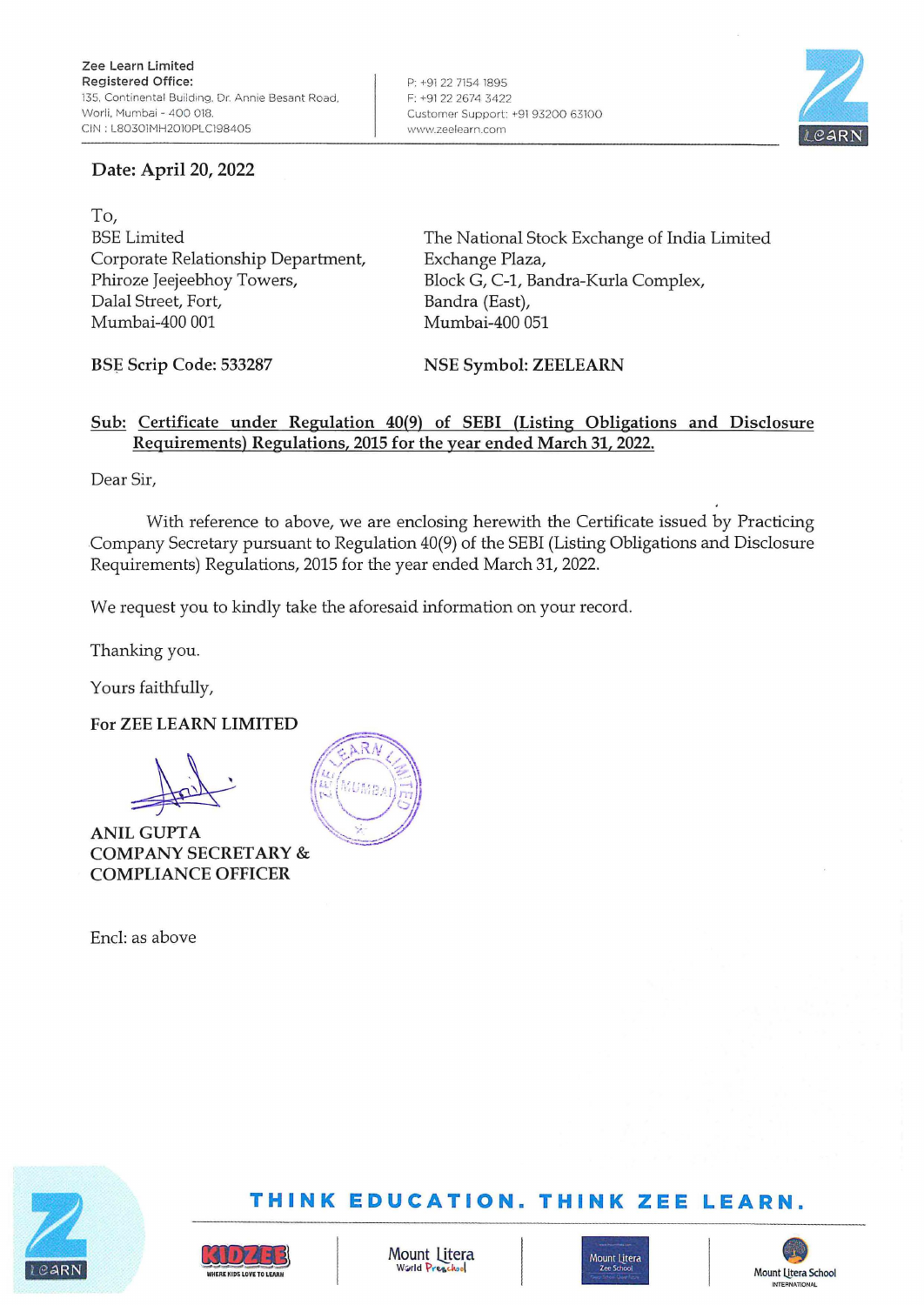Zee Learn Limited
**Registered Office:**
135, Continental Building, Dr. Annie Besant Road,
Worli, Mumbai - 400 018.
CIN : L80301MH2010PLC198405

P: +91 22 7154 1895
F: +91 22 2674 3422
Customer Support: +91 93200 63100
www.zeelearn.com

**Date: April 20, 2022**

To,

BSE Limited
Corporate Relationship Department,
Phiroze Jeejeebhoy Towers,
Dalal Street, Fort,
Mumbai-400 001

The National Stock Exchange of India Limited
Exchange Plaza,
Block G, C-1, Bandra-Kurla Complex,
Bandra (East),
Mumbai-400 051

**BSE Scrip Code: 533287**

**NSE Symbol: ZEELEARN**

**Sub: Certificate under Regulation 40(9) of SEBI (Listing Obligations and Disclosure Requirements) Regulations, 2015 for the year ended March 31, 2022.**

Dear Sir,

With reference to above, we are enclosing herewith the Certificate issued by Practicing Company Secretary pursuant to Regulation 40(9) of the SEBI (Listing Obligations and Disclosure Requirements) Regulations, 2015 for the year ended March 31, 2022.

We request you to kindly take the aforesaid information on your record.

Thanking you.

Yours faithfully,

**For ZEE LEARN LIMITED**

**ANIL GUPTA**
**COMPANY SECRETARY &**
**COMPLIANCE OFFICER**

Encl: as above

THINK EDUCATION. THINK ZEE LEARN.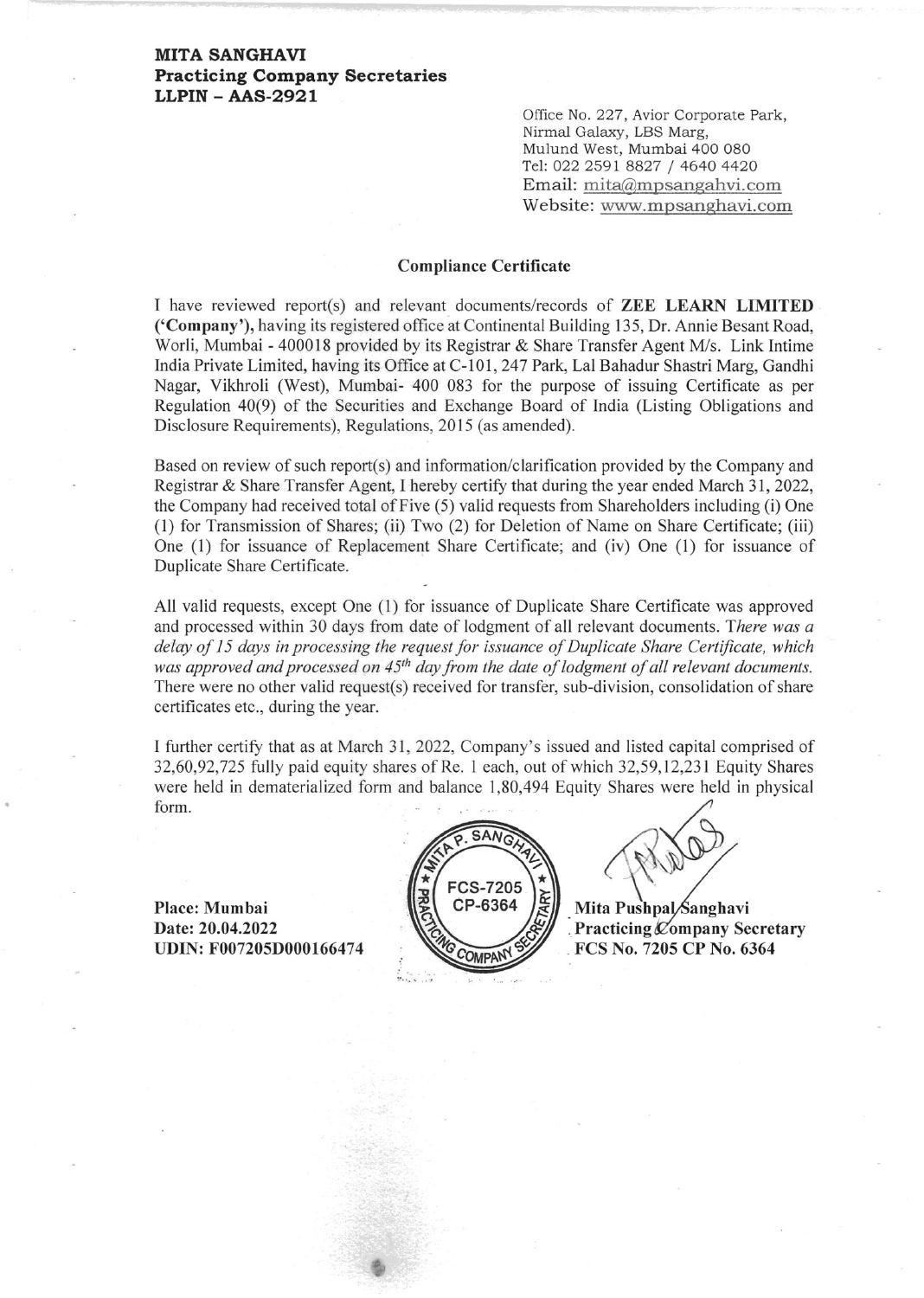**MITA SANGHAVI**
**Practicing Company Secretaries**
**LLPIN – AAS-2921**

Office No. 227, Avior Corporate Park,
Nirmal Galaxy, LBS Marg,
Mulund West, Mumbai 400 080
Tel: 022 2591 8827 / 4640 4420
Email: mita@mpsangahvi.com
Website: www.mpsanghavi.com

## Compliance Certificate

I have reviewed report(s) and relevant documents/records of **ZEE LEARN LIMITED ('Company')**, having its registered office at Continental Building 135, Dr. Annie Besant Road, Worli, Mumbai - 400018 provided by its Registrar & Share Transfer Agent M/s. Link Intime India Private Limited, having its Office at C-101, 247 Park, Lal Bahadur Shastri Marg, Gandhi Nagar, Vikhroli (West), Mumbai- 400 083 for the purpose of issuing Certificate as per Regulation 40(9) of the Securities and Exchange Board of India (Listing Obligations and Disclosure Requirements), Regulations, 2015 (as amended).

Based on review of such report(s) and information/clarification provided by the Company and Registrar & Share Transfer Agent, I hereby certify that during the year ended March 31, 2022, the Company had received total of Five (5) valid requests from Shareholders including (i) One (1) for Transmission of Shares; (ii) Two (2) for Deletion of Name on Share Certificate; (iii) One (1) for issuance of Replacement Share Certificate; and (iv) One (1) for issuance of Duplicate Share Certificate.

All valid requests, except One (1) for issuance of Duplicate Share Certificate was approved and processed within 30 days from date of lodgment of all relevant documents. *There was a delay of 15 days in processing the request for issuance of Duplicate Share Certificate, which was approved and processed on 45th day from the date of lodgment of all relevant documents.* There were no other valid request(s) received for transfer, sub-division, consolidation of share certificates etc., during the year.

I further certify that as at March 31, 2022, Company's issued and listed capital comprised of 32,60,92,725 fully paid equity shares of Re. 1 each, out of which 32,59,12,231 Equity Shares were held in dematerialized form and balance 1,80,494 Equity Shares were held in physical form.

**Place: Mumbai**
**Date: 20.04.2022**
**UDIN: F007205D000166474**

**Mita Pushpal Sanghavi**
**Practicing Company Secretary**
**FCS No. 7205 CP No. 6364**